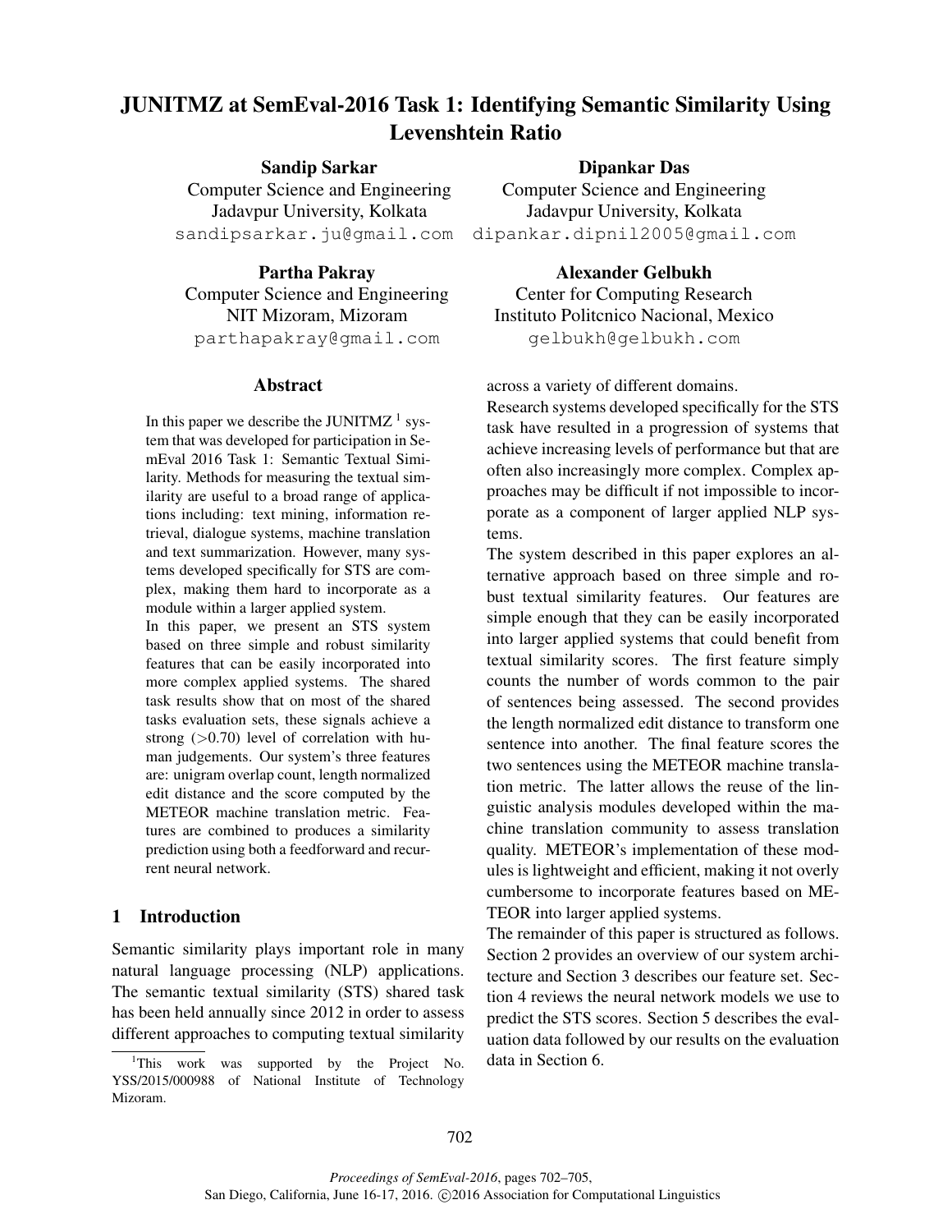# JUNITMZ at SemEval-2016 Task 1: Identifying Semantic Similarity Using Levenshtein Ratio

**Sandip Sarkar**
Computer Science and Engineering
Jadavpur University, Kolkata
sandipsarkar.ju@gmail.com

**Dipankar Das**
Computer Science and Engineering
Jadavpur University, Kolkata
dipankar.dipnil2005@gmail.com

**Partha Pakray**
Computer Science and Engineering
NIT Mizoram, Mizoram
parthapakray@gmail.com

**Alexander Gelbukh**
Center for Computing Research
Instituto Politcnico Nacional, Mexico
gelbukh@gelbukh.com

## Abstract

In this paper we describe the JUNITMZ [1] system that was developed for participation in SemEval 2016 Task 1: Semantic Textual Similarity. Methods for measuring the textual similarity are useful to a broad range of applications including: text mining, information retrieval, dialogue systems, machine translation and text summarization. However, many systems developed specifically for STS are complex, making them hard to incorporate as a module within a larger applied system.

In this paper, we present an STS system based on three simple and robust similarity features that can be easily incorporated into more complex applied systems. The shared task results show that on most of the shared tasks evaluation sets, these signals achieve a strong (>0.70) level of correlation with human judgements. Our system's three features are: unigram overlap count, length normalized edit distance and the score computed by the METEOR machine translation metric. Features are combined to produces a similarity prediction using both a feedforward and recurrent neural network.

## 1 Introduction

Semantic similarity plays important role in many natural language processing (NLP) applications. The semantic textual similarity (STS) shared task has been held annually since 2012 in order to assess different approaches to computing textual similarity across a variety of different domains.

Research systems developed specifically for the STS task have resulted in a progression of systems that achieve increasing levels of performance but that are often also increasingly more complex. Complex approaches may be difficult if not impossible to incorporate as a component of larger applied NLP systems.

The system described in this paper explores an alternative approach based on three simple and robust textual similarity features. Our features are simple enough that they can be easily incorporated into larger applied systems that could benefit from textual similarity scores. The first feature simply counts the number of words common to the pair of sentences being assessed. The second provides the length normalized edit distance to transform one sentence into another. The final feature scores the two sentences using the METEOR machine translation metric. The latter allows the reuse of the linguistic analysis modules developed within the machine translation community to assess translation quality. METEOR's implementation of these modules is lightweight and efficient, making it not overly cumbersome to incorporate features based on METEOR into larger applied systems.

The remainder of this paper is structured as follows. Section 2 provides an overview of our system architecture and Section 3 describes our feature set. Section 4 reviews the neural network models we use to predict the STS scores. Section 5 describes the evaluation data followed by our results on the evaluation data in Section 6.

[1] This work was supported by the Project No. YSS/2015/000988 of National Institute of Technology Mizoram.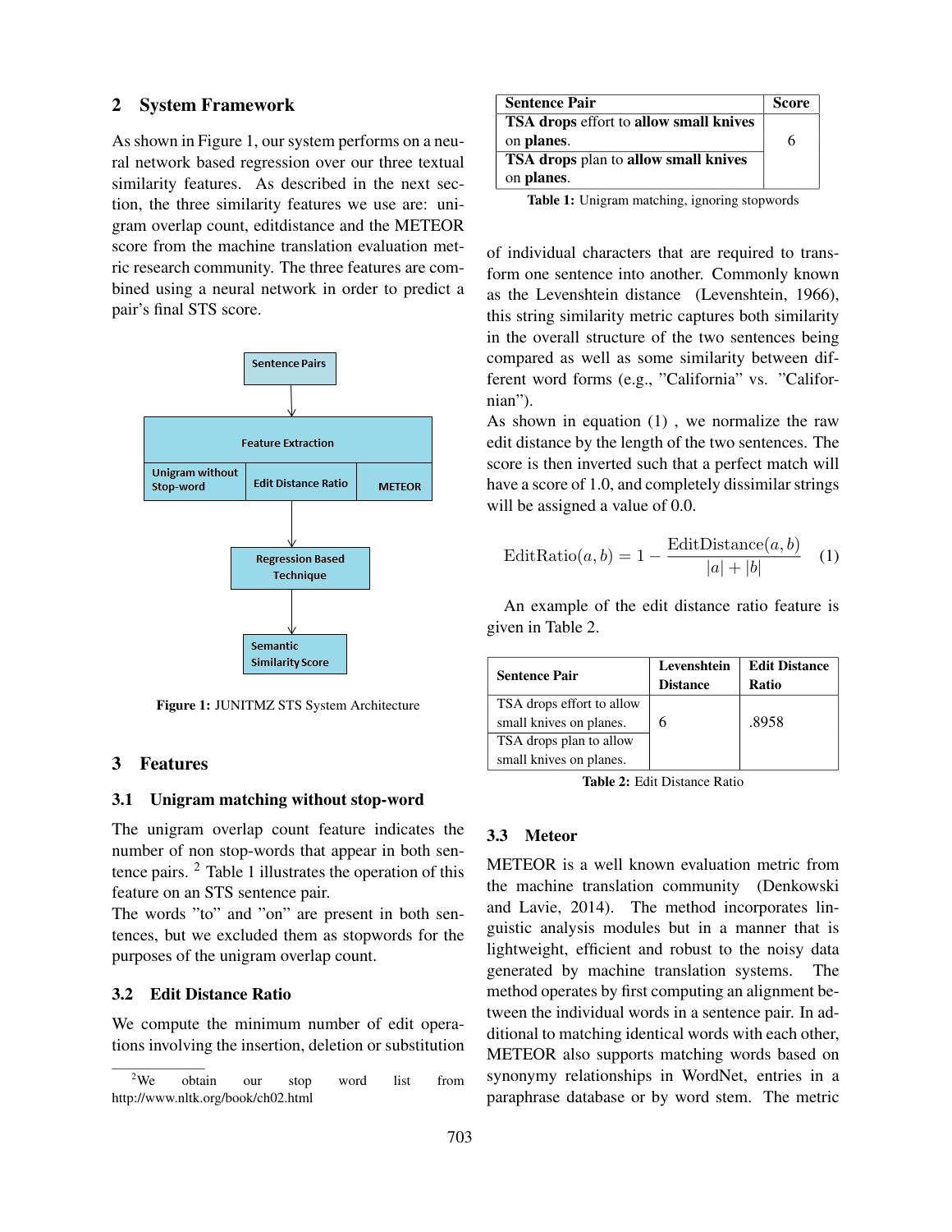## 2 System Framework

As shown in Figure 1, our system performs on a neural network based regression over our three textual similarity features. As described in the next section, the three similarity features we use are: unigram overlap count, editdistance and the METEOR score from the machine translation evaluation metric research community. The three features are combined using a neural network in order to predict a pair's final STS score.

Figure 1: JUNITMZ STS System Architecture

## 3 Features

### 3.1 Unigram matching without stop-word

The unigram overlap count feature indicates the number of non stop-words that appear in both sentence pairs. [2] Table 1 illustrates the operation of this feature on an STS sentence pair.

The words "to" and "on" are present in both sentences, but we excluded them as stopwords for the purposes of the unigram overlap count.

| Sentence Pair | Score |
|---|---|
| **TSA drops** effort to **allow small knives** on **planes**. | 6 |
| **TSA drops** plan to **allow small knives** on **planes**. | |

Table 1: Unigram matching, ignoring stopwords

### 3.2 Edit Distance Ratio

We compute the minimum number of edit operations involving the insertion, deletion or substitution of individual characters that are required to transform one sentence into another. Commonly known as the Levenshtein distance (Levenshtein, 1966), this string similarity metric captures both similarity in the overall structure of the two sentences being compared as well as some similarity between different word forms (e.g., "California" vs. "Californian").

As shown in equation (1) , we normalize the raw edit distance by the length of the two sentences. The score is then inverted such that a perfect match will have a score of 1.0, and completely dissimilar strings will be assigned a value of 0.0.

$$\text{EditRatio}(a, b) = 1 - \frac{\text{EditDistance}(a, b)}{|a| + |b|} \quad (1)$$

An example of the edit distance ratio feature is given in Table 2.

| Sentence Pair | Levenshtein Distance | Edit Distance Ratio |
|---|---|---|
| TSA drops effort to allow small knives on planes. | 6 | .8958 |
| TSA drops plan to allow small knives on planes. | | |

Table 2: Edit Distance Ratio

### 3.3 Meteor

METEOR is a well known evaluation metric from the machine translation community (Denkowski and Lavie, 2014). The method incorporates linguistic analysis modules but in a manner that is lightweight, efficient and robust to the noisy data generated by machine translation systems. The method operates by first computing an alignment between the individual words in a sentence pair. In additional to matching identical words with each other, METEOR also supports matching words based on synonymy relationships in WordNet, entries in a paraphrase database or by word stem. The metric

[2] We obtain our stop word list from http://www.nltk.org/book/ch02.html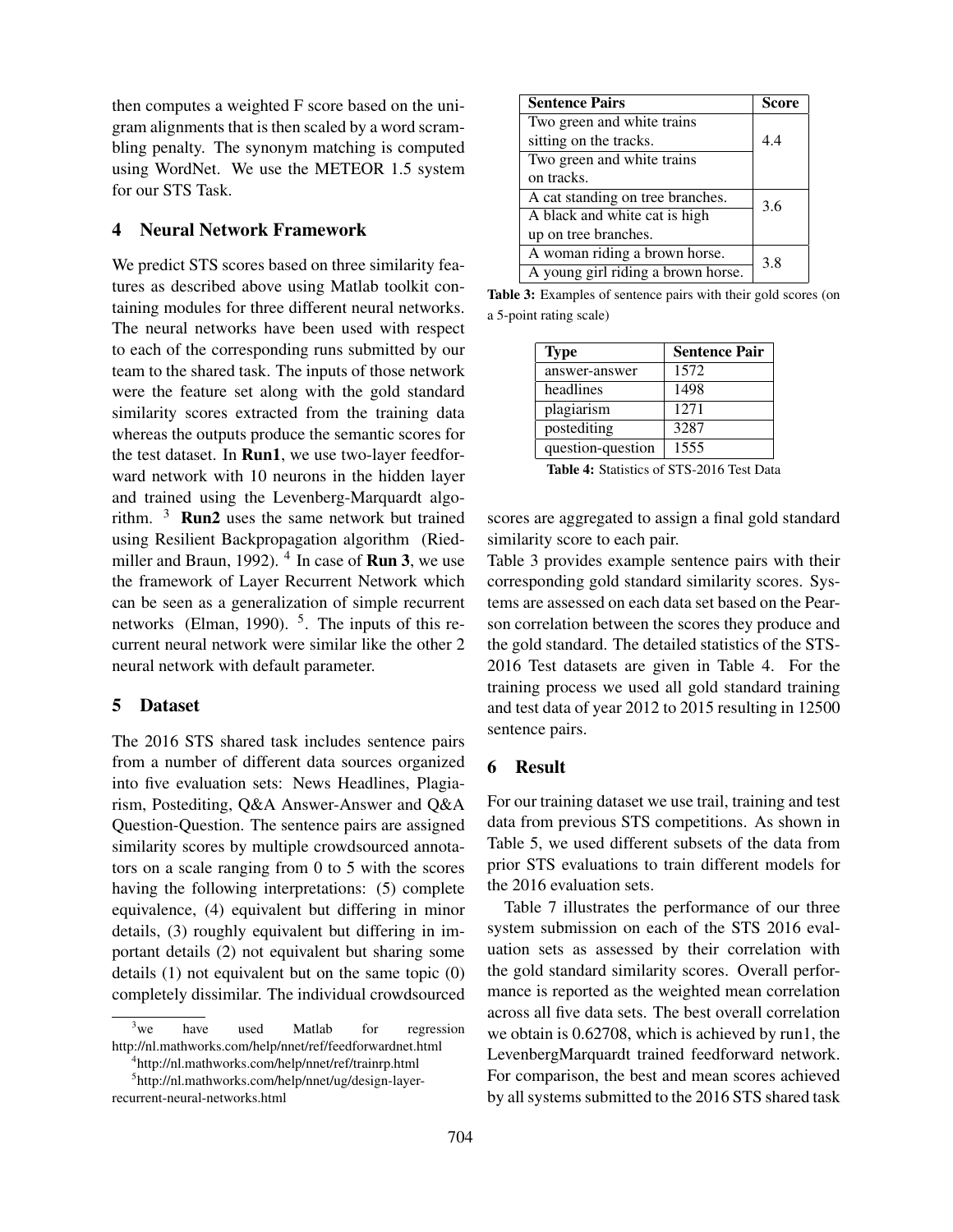then computes a weighted F score based on the unigram alignments that is then scaled by a word scrambling penalty. The synonym matching is computed using WordNet. We use the METEOR 1.5 system for our STS Task.

## 4 Neural Network Framework

We predict STS scores based on three similarity features as described above using Matlab toolkit containing modules for three different neural networks. The neural networks have been used with respect to each of the corresponding runs submitted by our team to the shared task. The inputs of those network were the feature set along with the gold standard similarity scores extracted from the training data whereas the outputs produce the semantic scores for the test dataset. In **Run1**, we use two-layer feedforward network with 10 neurons in the hidden layer and trained using the Levenberg-Marquardt algorithm. [3] **Run2** uses the same network but trained using Resilient Backpropagation algorithm (Riedmiller and Braun, 1992). [4] In case of **Run 3**, we use the framework of Layer Recurrent Network which can be seen as a generalization of simple recurrent networks (Elman, 1990). [5]. The inputs of this recurrent neural network were similar like the other 2 neural network with default parameter.

## 5 Dataset

The 2016 STS shared task includes sentence pairs from a number of different data sources organized into five evaluation sets: News Headlines, Plagiarism, Postediting, Q&A Answer-Answer and Q&A Question-Question. The sentence pairs are assigned similarity scores by multiple crowdsourced annotators on a scale ranging from 0 to 5 with the scores having the following interpretations: (5) complete equivalence, (4) equivalent but differing in minor details, (3) roughly equivalent but differing in important details (2) not equivalent but sharing some details (1) not equivalent but on the same topic (0) completely dissimilar. The individual crowdsourced scores are aggregated to assign a final gold standard similarity score to each pair.

| Sentence Pairs | Score |
|---|---|
| Two green and white trains sitting on the tracks. | 4.4 |
| Two green and white trains on tracks. | |
| A cat standing on tree branches. | 3.6 |
| A black and white cat is high up on tree branches. | |
| A woman riding a brown horse. | 3.8 |
| A young girl riding a brown horse. | |

**Table 3:** Examples of sentence pairs with their gold scores (on a 5-point rating scale)

| Type | Sentence Pair |
|---|---|
| answer-answer | 1572 |
| headlines | 1498 |
| plagiarism | 1271 |
| postediting | 3287 |
| question-question | 1555 |

**Table 4:** Statistics of STS-2016 Test Data

Table 3 provides example sentence pairs with their corresponding gold standard similarity scores. Systems are assessed on each data set based on the Pearson correlation between the scores they produce and the gold standard. The detailed statistics of the STS-2016 Test datasets are given in Table 4. For the training process we used all gold standard training and test data of year 2012 to 2015 resulting in 12500 sentence pairs.

## 6 Result

For our training dataset we use trail, training and test data from previous STS competitions. As shown in Table 5, we used different subsets of the data from prior STS evaluations to train different models for the 2016 evaluation sets.

Table 7 illustrates the performance of our three system submission on each of the STS 2016 evaluation sets as assessed by their correlation with the gold standard similarity scores. Overall performance is reported as the weighted mean correlation across all five data sets. The best overall correlation we obtain is 0.62708, which is achieved by run1, the LevenbergMarquardt trained feedforward network. For comparison, the best and mean scores achieved by all systems submitted to the 2016 STS shared task

[3] we have used Matlab for regression http://nl.mathworks.com/help/nnet/ref/feedforwardnet.html

[4] http://nl.mathworks.com/help/nnet/ref/trainrp.html

[5] http://nl.mathworks.com/help/nnet/ug/design-layer-recurrent-neural-networks.html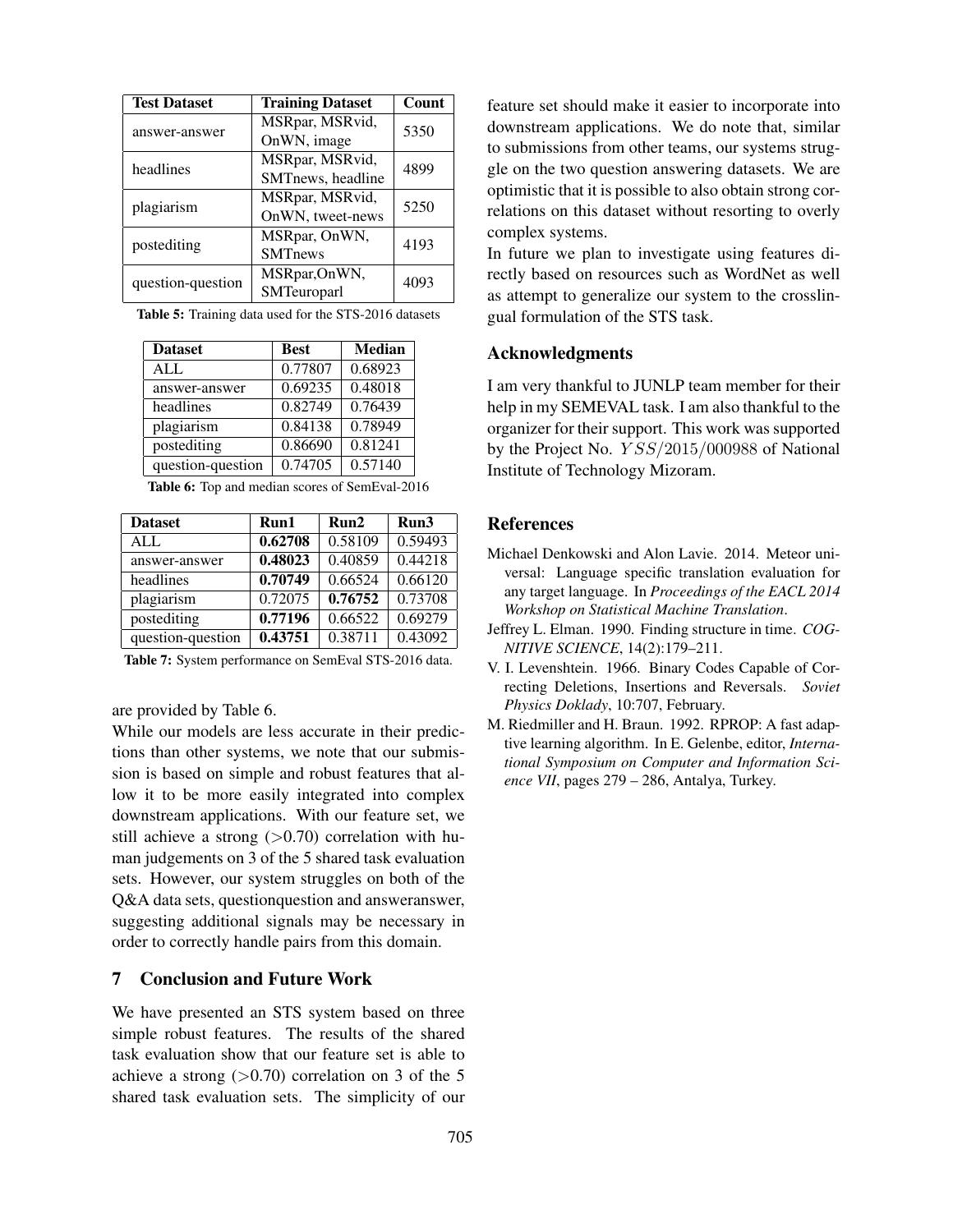| Test Dataset | Training Dataset | Count |
|---|---|---|
| answer-answer | MSRpar, MSRvid, OnWN, image | 5350 |
| headlines | MSRpar, MSRvid, SMTnews, headline | 4899 |
| plagiarism | MSRpar, MSRvid, OnWN, tweet-news | 5250 |
| postediting | MSRpar, OnWN, SMTnews | 4193 |
| question-question | MSRpar,OnWN, SMTeuroparl | 4093 |

**Table 5:** Training data used for the STS-2016 datasets

| Dataset | Best | Median |
|---|---|---|
| ALL | 0.77807 | 0.68923 |
| answer-answer | 0.69235 | 0.48018 |
| headlines | 0.82749 | 0.76439 |
| plagiarism | 0.84138 | 0.78949 |
| postediting | 0.86690 | 0.81241 |
| question-question | 0.74705 | 0.57140 |

**Table 6:** Top and median scores of SemEval-2016

| Dataset | Run1 | Run2 | Run3 |
|---|---|---|---|
| ALL | **0.62708** | 0.58109 | 0.59493 |
| answer-answer | **0.48023** | 0.40859 | 0.44218 |
| headlines | **0.70749** | 0.66524 | 0.66120 |
| plagiarism | 0.72075 | **0.76752** | 0.73708 |
| postediting | **0.77196** | 0.66522 | 0.69279 |
| question-question | **0.43751** | 0.38711 | 0.43092 |

**Table 7:** System performance on SemEval STS-2016 data.

are provided by Table 6.

While our models are less accurate in their predictions than other systems, we note that our submission is based on simple and robust features that allow it to be more easily integrated into complex downstream applications. With our feature set, we still achieve a strong (>0.70) correlation with human judgements on 3 of the 5 shared task evaluation sets. However, our system struggles on both of the Q&A data sets, questionquestion and answeranswer, suggesting additional signals may be necessary in order to correctly handle pairs from this domain.

## 7 Conclusion and Future Work

We have presented an STS system based on three simple robust features. The results of the shared task evaluation show that our feature set is able to achieve a strong (>0.70) correlation on 3 of the 5 shared task evaluation sets. The simplicity of our feature set should make it easier to incorporate into downstream applications. We do note that, similar to submissions from other teams, our systems struggle on the two question answering datasets. We are optimistic that it is possible to also obtain strong correlations on this dataset without resorting to overly complex systems.

In future we plan to investigate using features directly based on resources such as WordNet as well as attempt to generalize our system to the crosslingual formulation of the STS task.

## Acknowledgments

I am very thankful to JUNLP team member for their help in my SEMEVAL task. I am also thankful to the organizer for their support. This work was supported by the Project No. $YSS/2015/000988$ of National Institute of Technology Mizoram.

## References

Michael Denkowski and Alon Lavie. 2014. Meteor universal: Language specific translation evaluation for any target language. In *Proceedings of the EACL 2014 Workshop on Statistical Machine Translation*.

Jeffrey L. Elman. 1990. Finding structure in time. *COGNITIVE SCIENCE*, 14(2):179–211.

V. I. Levenshtein. 1966. Binary Codes Capable of Correcting Deletions, Insertions and Reversals. *Soviet Physics Doklady*, 10:707, February.

M. Riedmiller and H. Braun. 1992. RPROP: A fast adaptive learning algorithm. In E. Gelenbe, editor, *International Symposium on Computer and Information Science VII*, pages 279 – 286, Antalya, Turkey.